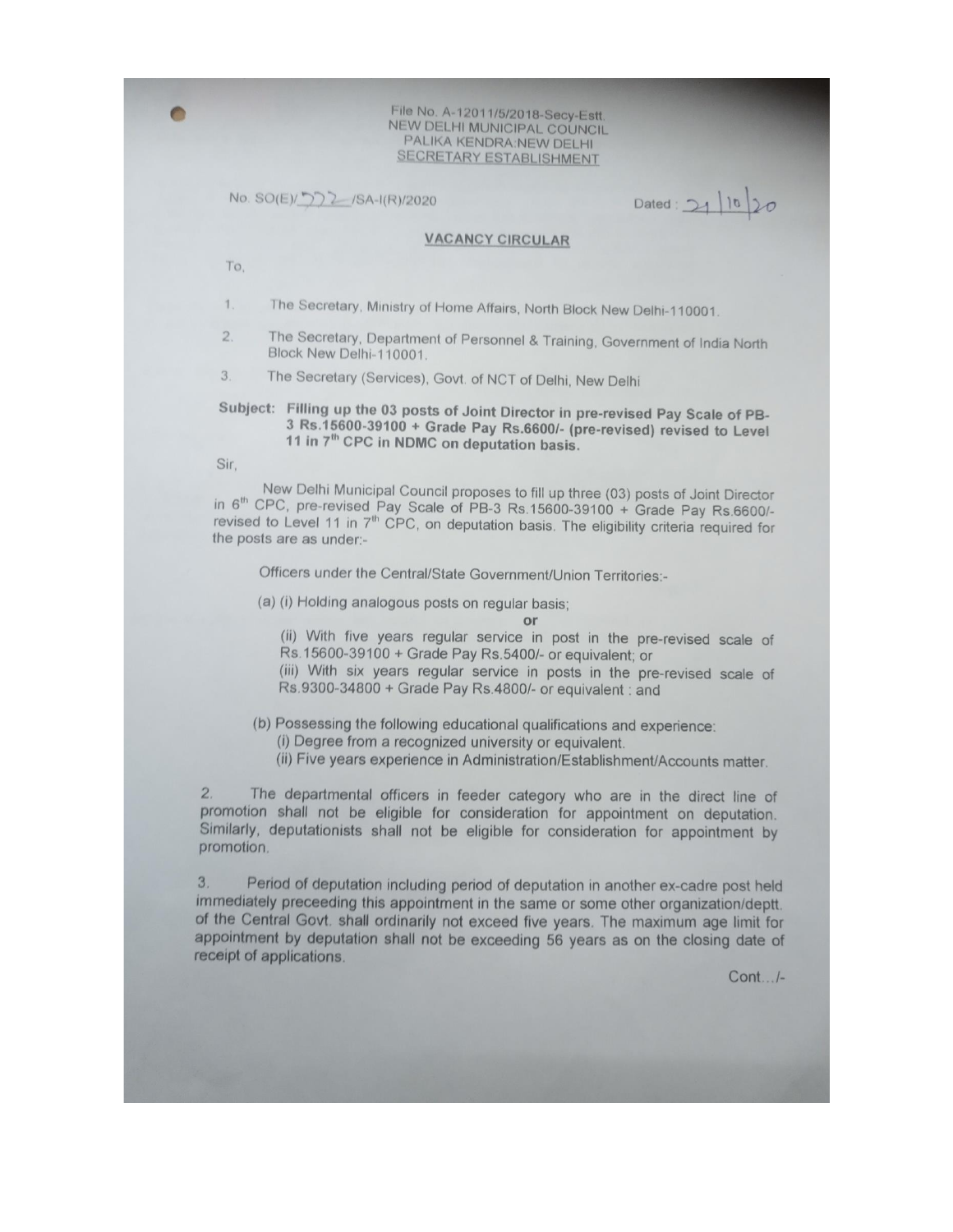File No. A-12011/5/2018-Secy-Estt.
NEW DELHI MUNICIPAL COUNCIL
PALIKA KENDRA:NEW DELHI
SECRETARY ESTABLISHMENT

No. SO(E)/572/SA-I(R)/2020

Dated : 21/10/20

## VACANCY CIRCULAR

To,

1. The Secretary, Ministry of Home Affairs, North Block New Delhi-110001.
2. The Secretary, Department of Personnel & Training, Government of India North Block New Delhi-110001.
3. The Secretary (Services), Govt. of NCT of Delhi, New Delhi

**Subject: Filling up the 03 posts of Joint Director in pre-revised Pay Scale of PB-3 Rs.15600-39100 + Grade Pay Rs.6600/- (pre-revised) revised to Level 11 in 7th CPC in NDMC on deputation basis.**

Sir,

New Delhi Municipal Council proposes to fill up three (03) posts of Joint Director in 6th CPC, pre-revised Pay Scale of PB-3 Rs.15600-39100 + Grade Pay Rs.6600/- revised to Level 11 in 7th CPC, on deputation basis. The eligibility criteria required for the posts are as under:-

Officers under the Central/State Government/Union Territories:-

(a) (i) Holding analogous posts on regular basis;

or

(ii) With five years regular service in post in the pre-revised scale of Rs.15600-39100 + Grade Pay Rs.5400/- or equivalent; or

(iii) With six years regular service in posts in the pre-revised scale of Rs.9300-34800 + Grade Pay Rs.4800/- or equivalent : and

(b) Possessing the following educational qualifications and experience:

(i) Degree from a recognized university or equivalent.

(ii) Five years experience in Administration/Establishment/Accounts matter.

2. The departmental officers in feeder category who are in the direct line of promotion shall not be eligible for consideration for appointment on deputation. Similarly, deputationists shall not be eligible for consideration for appointment by promotion.

3. Period of deputation including period of deputation in another ex-cadre post held immediately preceeding this appointment in the same or some other organization/deptt. of the Central Govt. shall ordinarily not exceed five years. The maximum age limit for appointment by deputation shall not be exceeding 56 years as on the closing date of receipt of applications.

Cont.../-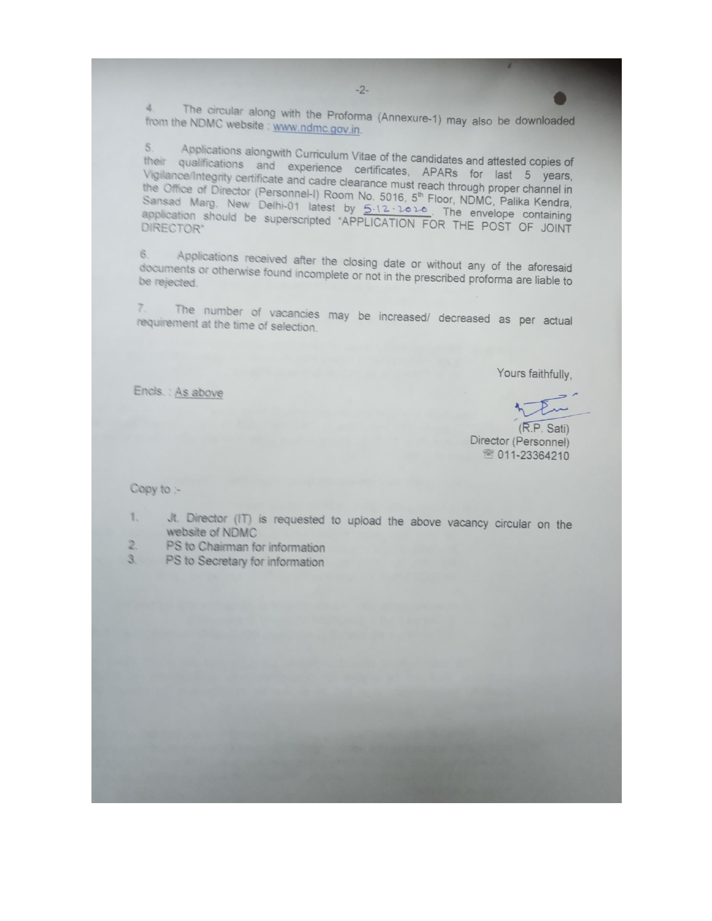4. The circular along with the Proforma (Annexure-1) may also be downloaded from the NDMC website : www.ndmc.gov.in.

5. Applications alongwith Curriculum Vitae of the candidates and attested copies of their qualifications and experience certificates, APARs for last 5 years, Vigilance/Integrity certificate and cadre clearance must reach through proper channel in the Office of Director (Personnel-I) Room No. 5016, 5th Floor, NDMC, Palika Kendra, Sansad Marg, New Delhi-01 latest by 5.12.2020. The envelope containing application should be superscripted "APPLICATION FOR THE POST OF JOINT DIRECTOR"

6. Applications received after the closing date or without any of the aforesaid documents or otherwise found incomplete or not in the prescribed proforma are liable to be rejected.

7. The number of vacancies may be increased/ decreased as per actual requirement at the time of selection.

Yours faithfully,

Encls. : As above

(R.P. Sati)
Director (Personnel)
☎ 011-23364210

Copy to :-

1. Jt. Director (IT) is requested to upload the above vacancy circular on the website of NDMC
2. PS to Chairman for information
3. PS to Secretary for information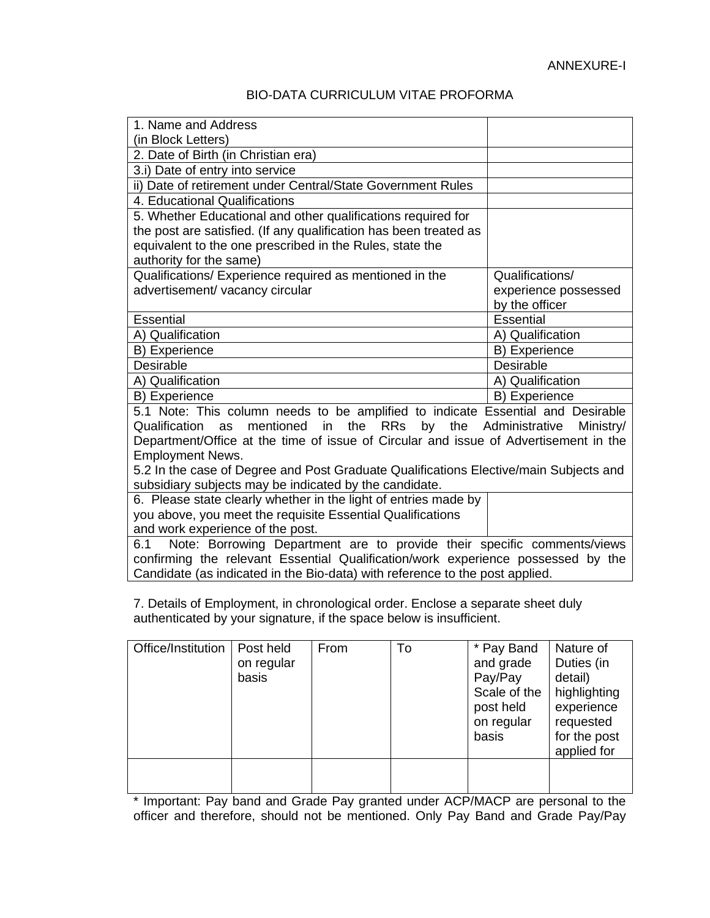ANNEXURE-I

# BIO-DATA CURRICULUM VITAE PROFORMA

| | |
|---|---|
| 1. Name and Address (in Block Letters) | |
| 2. Date of Birth (in Christian era) | |
| 3.i) Date of entry into service | |
| ii) Date of retirement under Central/State Government Rules | |
| 4. Educational Qualifications | |
| 5. Whether Educational and other qualifications required for the post are satisfied. (If any qualification has been treated as equivalent to the one prescribed in the Rules, state the authority for the same) | |
| Qualifications/ Experience required as mentioned in the advertisement/ vacancy circular | Qualifications/ experience possessed by the officer |
| Essential | Essential |
| A) Qualification | A) Qualification |
| B) Experience | B) Experience |
| Desirable | Desirable |
| A) Qualification | A) Qualification |
| B) Experience | B) Experience |
| 5.1 Note: This column needs to be amplified to indicate Essential and Desirable Qualification as mentioned in the RRs by the Administrative Ministry/ Department/Office at the time of issue of Circular and issue of Advertisement in the Employment News. 5.2 In the case of Degree and Post Graduate Qualifications Elective/main Subjects and subsidiary subjects may be indicated by the candidate. | |
| 6. Please state clearly whether in the light of entries made by you above, you meet the requisite Essential Qualifications and work experience of the post. | |
| 6.1 Note: Borrowing Department are to provide their specific comments/views confirming the relevant Essential Qualification/work experience possessed by the Candidate (as indicated in the Bio-data) with reference to the post applied. | |

7. Details of Employment, in chronological order. Enclose a separate sheet duly authenticated by your signature, if the space below is insufficient.

| Office/Institution | Post held on regular basis | From | To | * Pay Band and grade Pay/Pay Scale of the post held on regular basis | Nature of Duties (in detail) highlighting experience requested for the post applied for |
|---|---|---|---|---|---|
| | | | | | |

* Important: Pay band and Grade Pay granted under ACP/MACP are personal to the officer and therefore, should not be mentioned. Only Pay Band and Grade Pay/Pay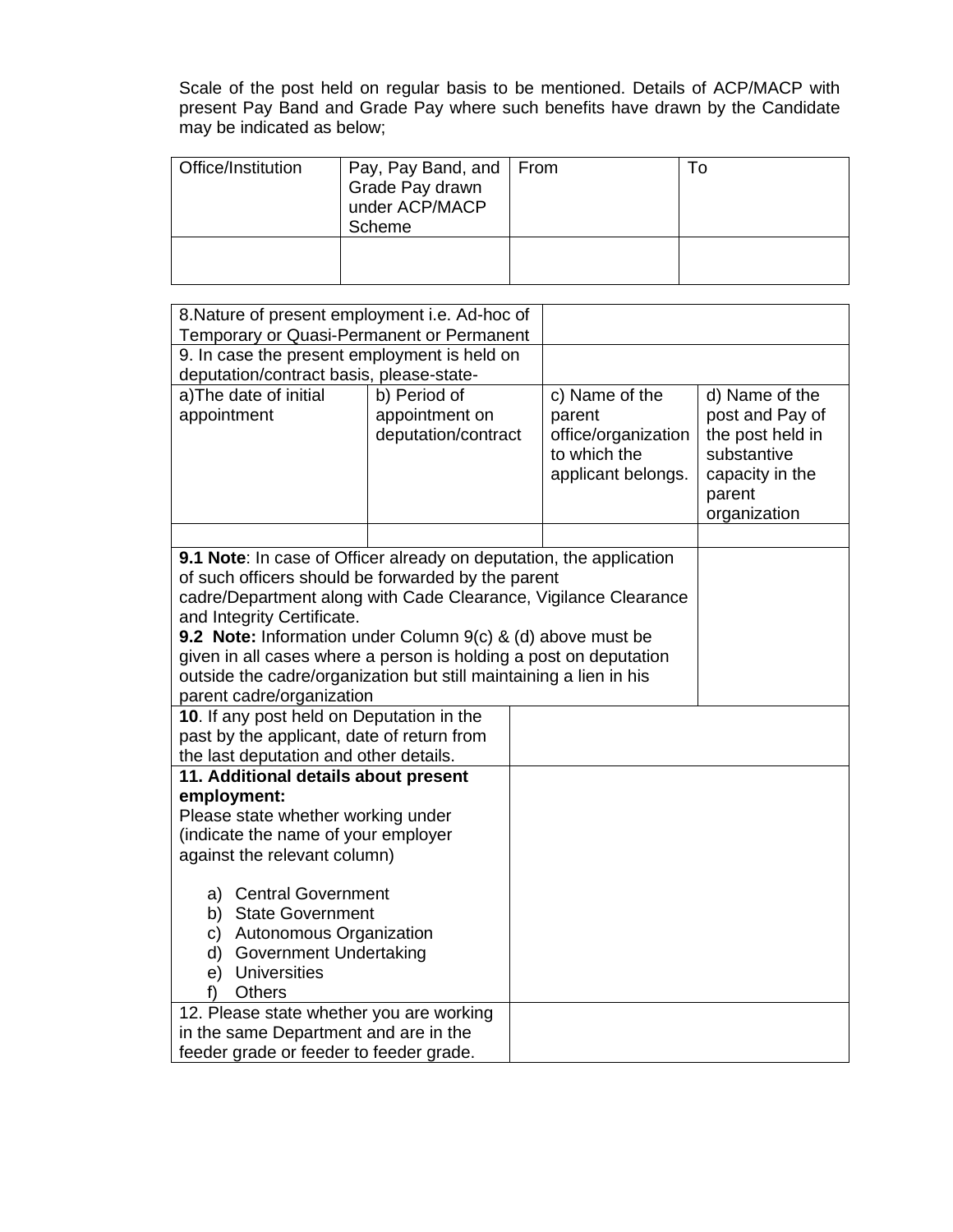Scale of the post held on regular basis to be mentioned. Details of ACP/MACP with present Pay Band and Grade Pay where such benefits have drawn by the Candidate may be indicated as below;

| Office/Institution | Pay, Pay Band, and Grade Pay drawn under ACP/MACP Scheme | From | To |
|---|---|---|---|
| | | | |

| 8.Nature of present employment i.e. Ad-hoc of Temporary or Quasi-Permanent or Permanent | | | |
|---|---|---|---|
| 9. In case the present employment is held on deputation/contract basis, please-state- | | | |
| a)The date of initial appointment | b) Period of appointment on deputation/contract | c) Name of the parent office/organization to which the applicant belongs. | d) Name of the post and Pay of the post held in substantive capacity in the parent organization |
| | | | |
| **9.1 Note**: In case of Officer already on deputation, the application of such officers should be forwarded by the parent cadre/Department along with Cade Clearance, Vigilance Clearance and Integrity Certificate. **9.2 Note:** Information under Column 9(c) & (d) above must be given in all cases where a person is holding a post on deputation outside the cadre/organization but still maintaining a lien in his parent cadre/organization | | | |
| **10**. If any post held on Deputation in the past by the applicant, date of return from the last deputation and other details. | | | |
| **11. Additional details about present employment:** Please state whether working under (indicate the name of your employer against the relevant column) a) Central Government b) State Government c) Autonomous Organization d) Government Undertaking e) Universities f) Others | | | |
| 12. Please state whether you are working in the same Department and are in the feeder grade or feeder to feeder grade. | | | |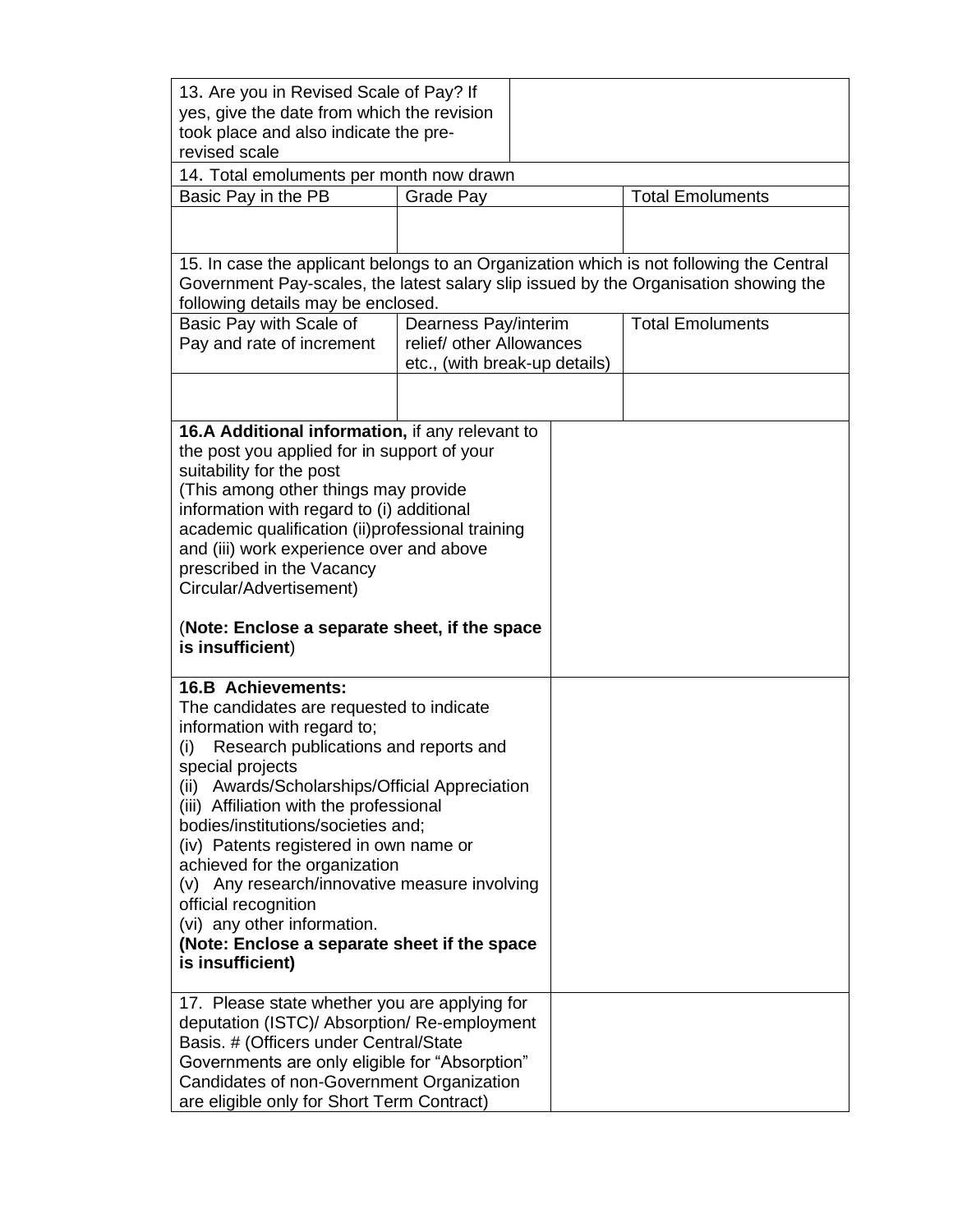| 13. Are you in Revised Scale of Pay? If yes, give the date from which the revision took place and also indicate the pre-revised scale | |
|---|---|

14. Total emoluments per month now drawn

| Basic Pay in the PB | Grade Pay | Total Emoluments |
|---|---|---|
| | | |

15. In case the applicant belongs to an Organization which is not following the Central Government Pay-scales, the latest salary slip issued by the Organisation showing the following details may be enclosed.

| Basic Pay with Scale of Pay and rate of increment | Dearness Pay/interim relief/ other Allowances etc., (with break-up details) | Total Emoluments |
|---|---|---|
| | | |

| | |
|---|---|
| **16.A Additional information,** if any relevant to the post you applied for in support of your suitability for the post (This among other things may provide information with regard to (i) additional academic qualification (ii)professional training and (iii) work experience over and above prescribed in the Vacancy Circular/Advertisement) (**Note: Enclose a separate sheet, if the space is insufficient**) | |
| **16.B Achievements:** The candidates are requested to indicate information with regard to; (i) Research publications and reports and special projects (ii) Awards/Scholarships/Official Appreciation (iii) Affiliation with the professional bodies/institutions/societies and; (iv) Patents registered in own name or achieved for the organization (v) Any research/innovative measure involving official recognition (vi) any other information. **(Note: Enclose a separate sheet if the space is insufficient)** | |
| 17. Please state whether you are applying for deputation (ISTC)/ Absorption/ Re-employment Basis. # (Officers under Central/State Governments are only eligible for "Absorption" Candidates of non-Government Organization are eligible only for Short Term Contract) | |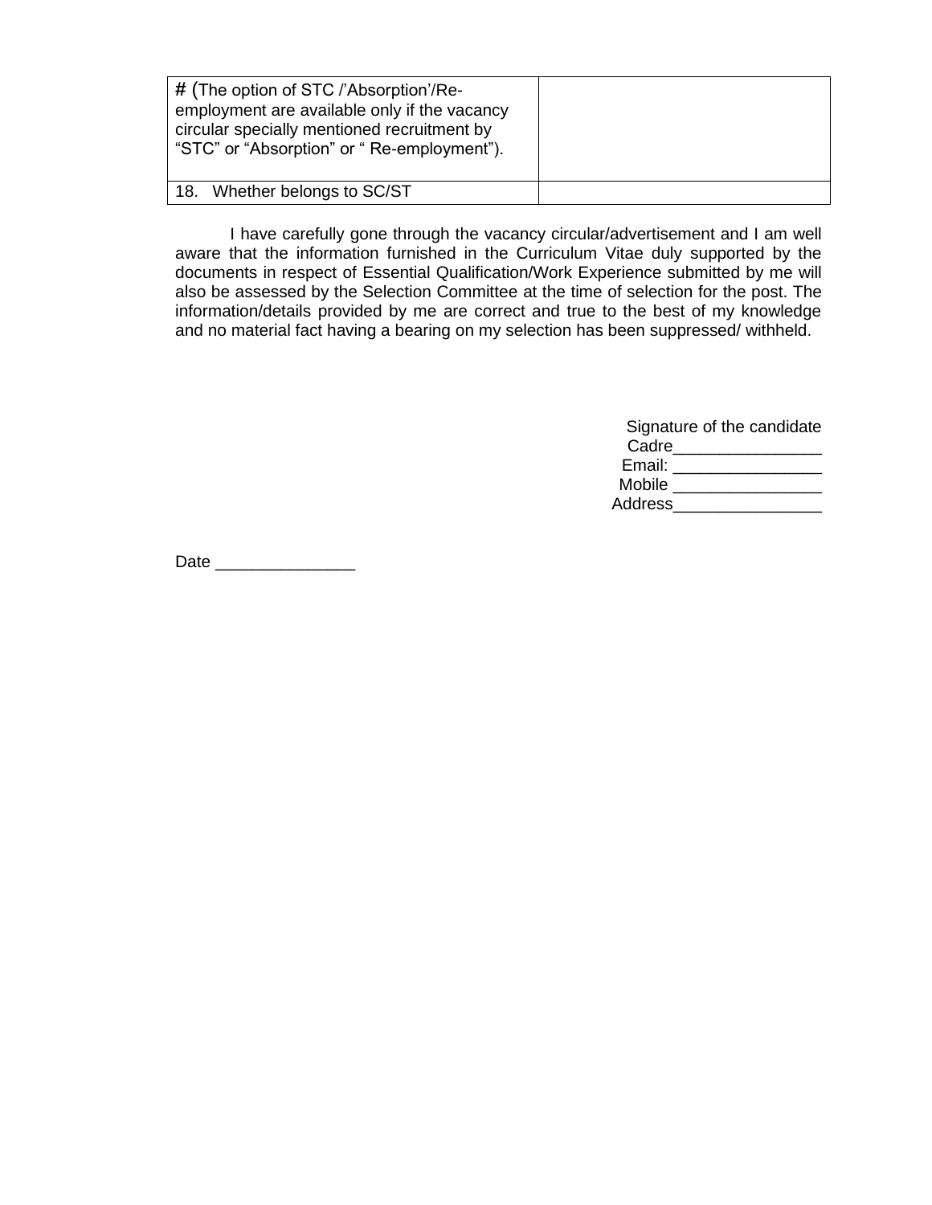| # (The option of STC /'Absorption'/Re-employment are available only if the vacancy circular specially mentioned recruitment by "STC" or "Absorption" or " Re-employment"). | |
|---|---|
| 18. Whether belongs to SC/ST | |

I have carefully gone through the vacancy circular/advertisement and I am well aware that the information furnished in the Curriculum Vitae duly supported by the documents in respect of Essential Qualification/Work Experience submitted by me will also be assessed by the Selection Committee at the time of selection for the post. The information/details provided by me are correct and true to the best of my knowledge and no material fact having a bearing on my selection has been suppressed/ withheld.

Signature of the candidate
Cadre________________
Email: ________________
Mobile ________________
Address________________

Date _______________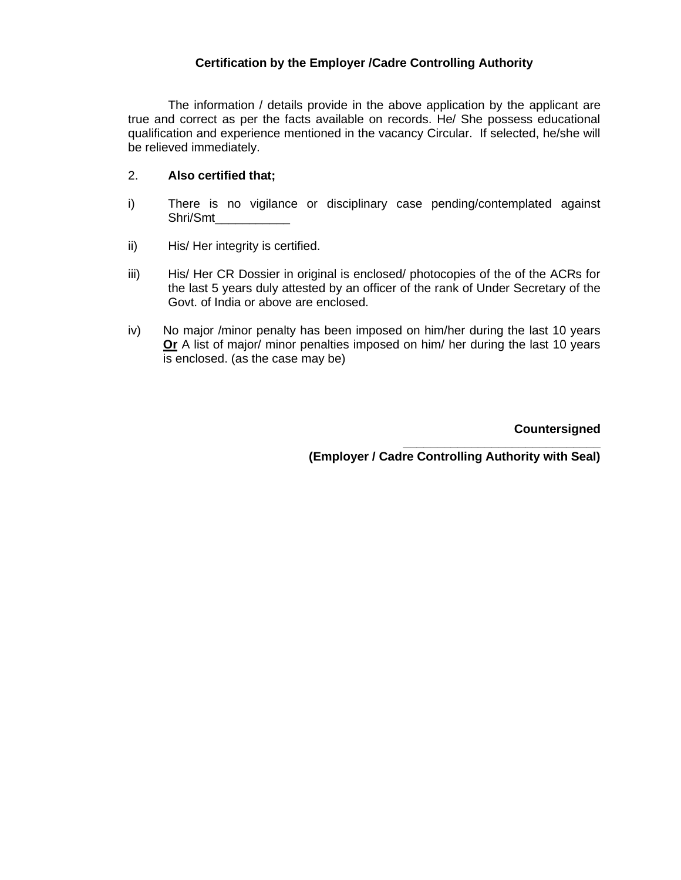**Certification by the Employer /Cadre Controlling Authority**

The information / details provide in the above application by the applicant are true and correct as per the facts available on records. He/ She possess educational qualification and experience mentioned in the vacancy Circular. If selected, he/she will be relieved immediately.

2. **Also certified that;**

i) There is no vigilance or disciplinary case pending/contemplated against Shri/Smt___________

ii) His/ Her integrity is certified.

iii) His/ Her CR Dossier in original is enclosed/ photocopies of the of the ACRs for the last 5 years duly attested by an officer of the rank of Under Secretary of the Govt. of India or above are enclosed.

iv) No major /minor penalty has been imposed on him/her during the last 10 years **<u>Or</u>** A list of major/ minor penalties imposed on him/ her during the last 10 years is enclosed. (as the case may be)

**Countersigned**

____________________________

**(Employer / Cadre Controlling Authority with Seal)**